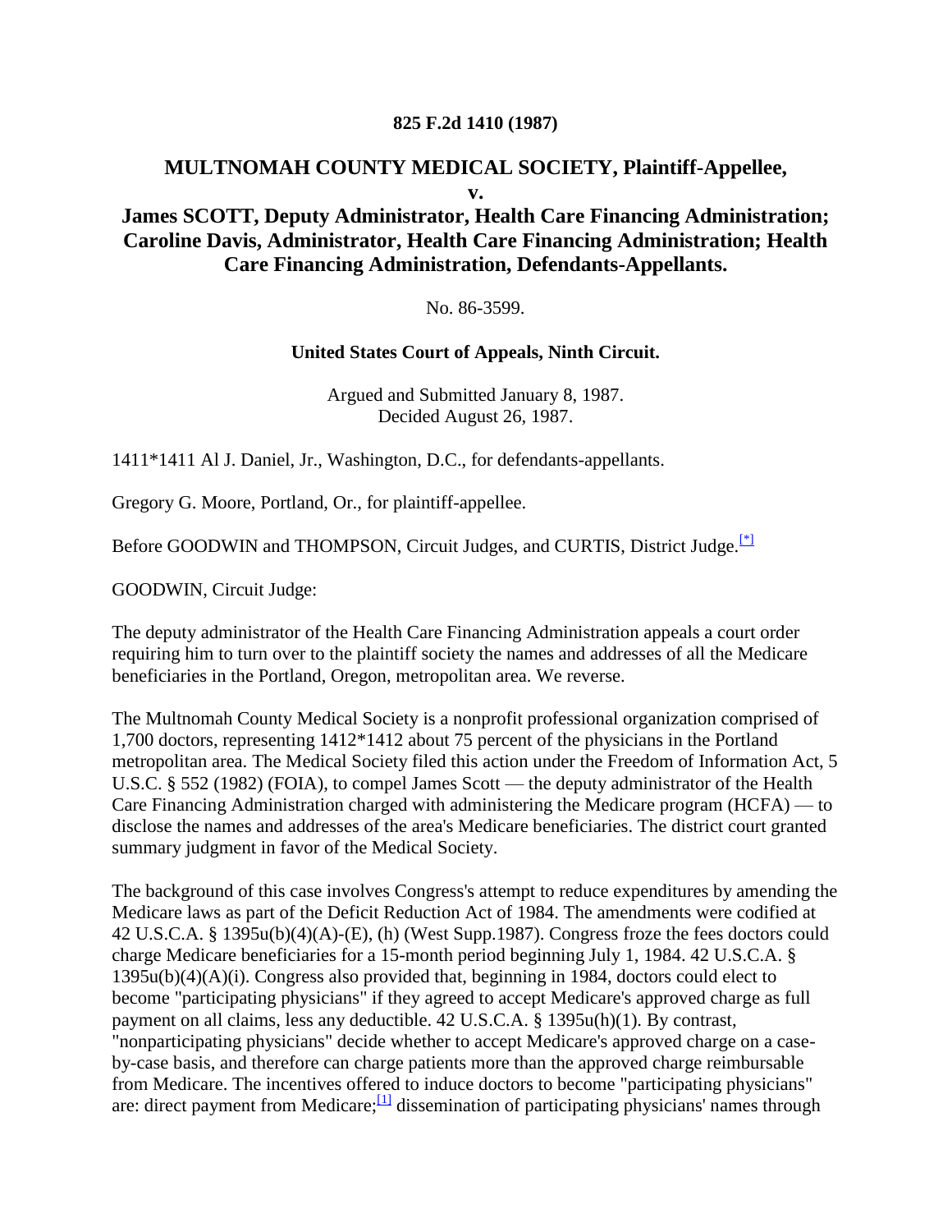**825 F.2d 1410 (1987)**

# MULTNOMAH COUNTY MEDICAL SOCIETY, Plaintiff-Appellee, v. James SCOTT, Deputy Administrator, Health Care Financing Administration; Caroline Davis, Administrator, Health Care Financing Administration; Health Care Financing Administration, Defendants-Appellants.

No. 86-3599.

**United States Court of Appeals, Ninth Circuit.**

Argued and Submitted January 8, 1987.
Decided August 26, 1987.

1411*1411 Al J. Daniel, Jr., Washington, D.C., for defendants-appellants.

Gregory G. Moore, Portland, Or., for plaintiff-appellee.

Before GOODWIN and THOMPSON, Circuit Judges, and CURTIS, District Judge.[*]

GOODWIN, Circuit Judge:

The deputy administrator of the Health Care Financing Administration appeals a court order requiring him to turn over to the plaintiff society the names and addresses of all the Medicare beneficiaries in the Portland, Oregon, metropolitan area. We reverse.

The Multnomah County Medical Society is a nonprofit professional organization comprised of 1,700 doctors, representing 1412*1412 about 75 percent of the physicians in the Portland metropolitan area. The Medical Society filed this action under the Freedom of Information Act, 5 U.S.C. § 552 (1982) (FOIA), to compel James Scott — the deputy administrator of the Health Care Financing Administration charged with administering the Medicare program (HCFA) — to disclose the names and addresses of the area's Medicare beneficiaries. The district court granted summary judgment in favor of the Medical Society.

The background of this case involves Congress's attempt to reduce expenditures by amending the Medicare laws as part of the Deficit Reduction Act of 1984. The amendments were codified at 42 U.S.C.A. § 1395u(b)(4)(A)-(E), (h) (West Supp.1987). Congress froze the fees doctors could charge Medicare beneficiaries for a 15-month period beginning July 1, 1984. 42 U.S.C.A. § 1395u(b)(4)(A)(i). Congress also provided that, beginning in 1984, doctors could elect to become "participating physicians" if they agreed to accept Medicare's approved charge as full payment on all claims, less any deductible. 42 U.S.C.A. § 1395u(h)(1). By contrast, "nonparticipating physicians" decide whether to accept Medicare's approved charge on a case-by-case basis, and therefore can charge patients more than the approved charge reimbursable from Medicare. The incentives offered to induce doctors to become "participating physicians" are: direct payment from Medicare;[1] dissemination of participating physicians' names through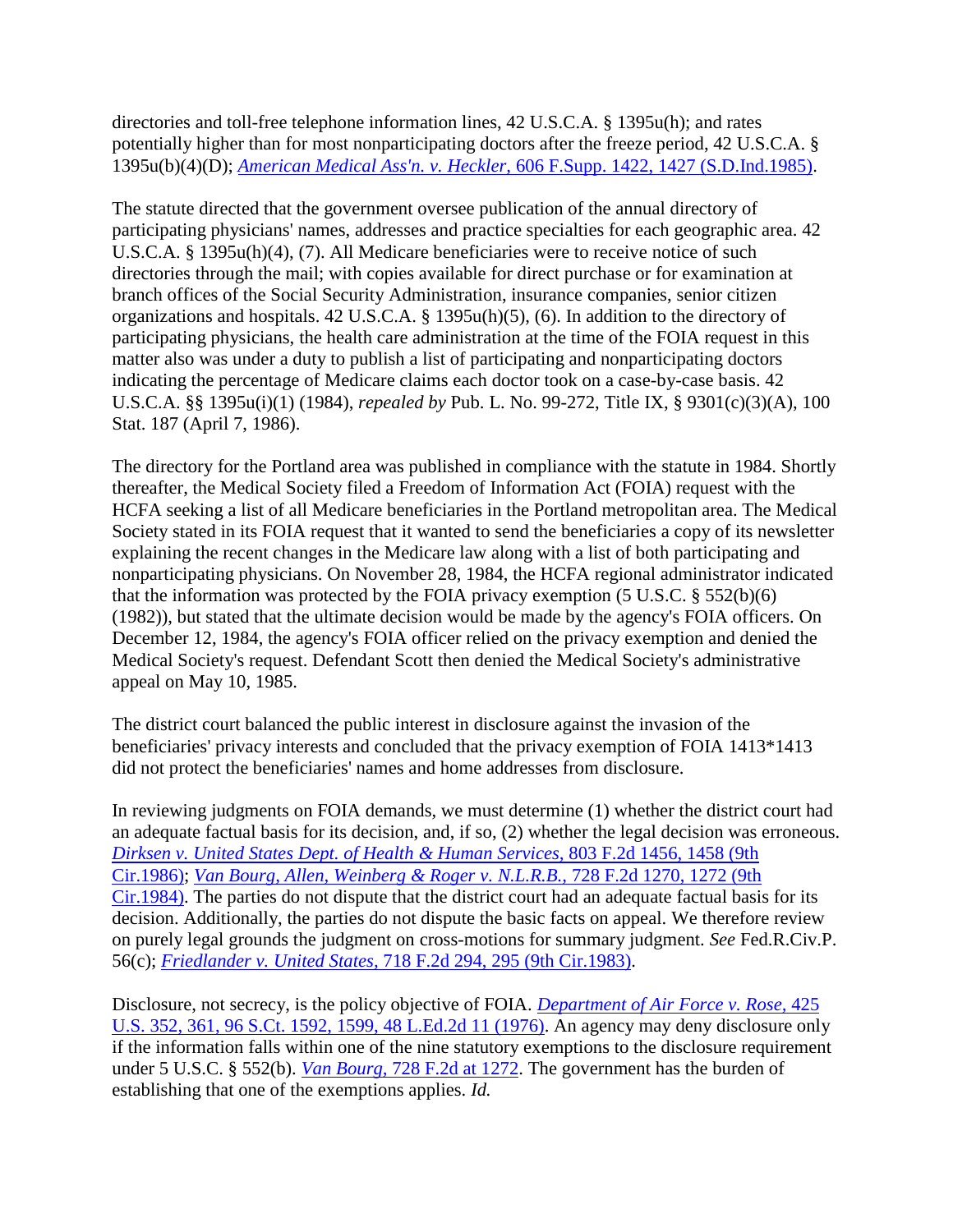directories and toll-free telephone information lines, 42 U.S.C.A. § 1395u(h); and rates potentially higher than for most nonparticipating doctors after the freeze period, 42 U.S.C.A. § 1395u(b)(4)(D); *American Medical Ass'n. v. Heckler,* 606 F.Supp. 1422, 1427 (S.D.Ind.1985).

The statute directed that the government oversee publication of the annual directory of participating physicians' names, addresses and practice specialties for each geographic area. 42 U.S.C.A. § 1395u(h)(4), (7). All Medicare beneficiaries were to receive notice of such directories through the mail; with copies available for direct purchase or for examination at branch offices of the Social Security Administration, insurance companies, senior citizen organizations and hospitals. 42 U.S.C.A. § 1395u(h)(5), (6). In addition to the directory of participating physicians, the health care administration at the time of the FOIA request in this matter also was under a duty to publish a list of participating and nonparticipating doctors indicating the percentage of Medicare claims each doctor took on a case-by-case basis. 42 U.S.C.A. §§ 1395u(i)(1) (1984), *repealed by* Pub. L. No. 99-272, Title IX, § 9301(c)(3)(A), 100 Stat. 187 (April 7, 1986).

The directory for the Portland area was published in compliance with the statute in 1984. Shortly thereafter, the Medical Society filed a Freedom of Information Act (FOIA) request with the HCFA seeking a list of all Medicare beneficiaries in the Portland metropolitan area. The Medical Society stated in its FOIA request that it wanted to send the beneficiaries a copy of its newsletter explaining the recent changes in the Medicare law along with a list of both participating and nonparticipating physicians. On November 28, 1984, the HCFA regional administrator indicated that the information was protected by the FOIA privacy exemption (5 U.S.C. § 552(b)(6) (1982)), but stated that the ultimate decision would be made by the agency's FOIA officers. On December 12, 1984, the agency's FOIA officer relied on the privacy exemption and denied the Medical Society's request. Defendant Scott then denied the Medical Society's administrative appeal on May 10, 1985.

The district court balanced the public interest in disclosure against the invasion of the beneficiaries' privacy interests and concluded that the privacy exemption of FOIA 1413*1413 did not protect the beneficiaries' names and home addresses from disclosure.

In reviewing judgments on FOIA demands, we must determine (1) whether the district court had an adequate factual basis for its decision, and, if so, (2) whether the legal decision was erroneous. *Dirksen v. United States Dept. of Health & Human Services,* 803 F.2d 1456, 1458 (9th Cir.1986); *Van Bourg, Allen, Weinberg & Roger v. N.L.R.B.,* 728 F.2d 1270, 1272 (9th Cir.1984). The parties do not dispute that the district court had an adequate factual basis for its decision. Additionally, the parties do not dispute the basic facts on appeal. We therefore review on purely legal grounds the judgment on cross-motions for summary judgment. *See* Fed.R.Civ.P. 56(c); *Friedlander v. United States,* 718 F.2d 294, 295 (9th Cir.1983).

Disclosure, not secrecy, is the policy objective of FOIA. *Department of Air Force v. Rose,* 425 U.S. 352, 361, 96 S.Ct. 1592, 1599, 48 L.Ed.2d 11 (1976). An agency may deny disclosure only if the information falls within one of the nine statutory exemptions to the disclosure requirement under 5 U.S.C. § 552(b). *Van Bourg,* 728 F.2d at 1272. The government has the burden of establishing that one of the exemptions applies. *Id.*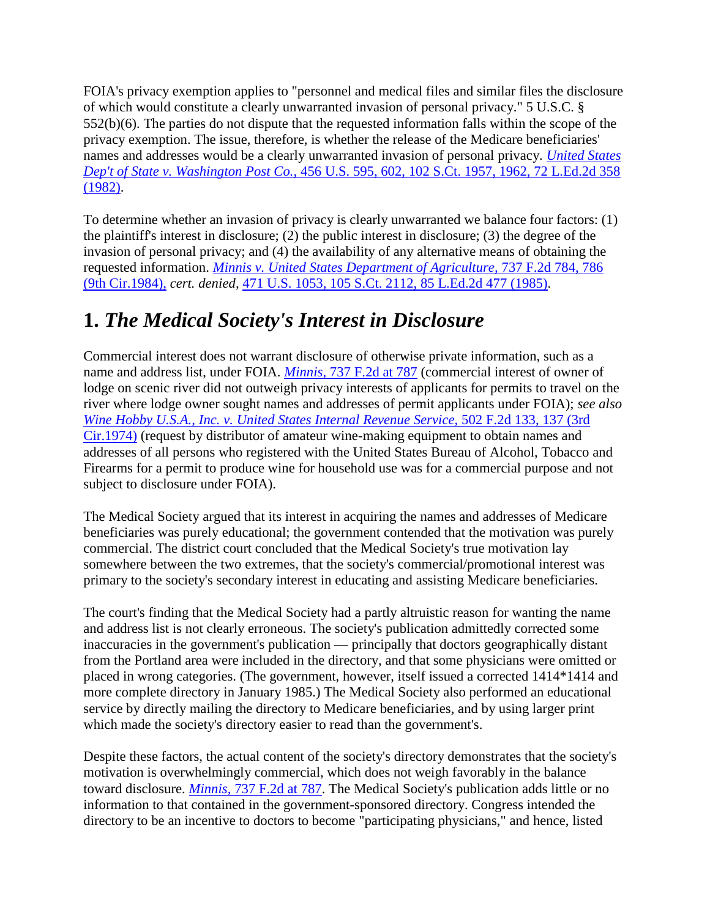FOIA's privacy exemption applies to "personnel and medical files and similar files the disclosure of which would constitute a clearly unwarranted invasion of personal privacy." 5 U.S.C. § 552(b)(6). The parties do not dispute that the requested information falls within the scope of the privacy exemption. The issue, therefore, is whether the release of the Medicare beneficiaries' names and addresses would be a clearly unwarranted invasion of personal privacy. *United States Dep't of State v. Washington Post Co.,* 456 U.S. 595, 602, 102 S.Ct. 1957, 1962, 72 L.Ed.2d 358 (1982).

To determine whether an invasion of privacy is clearly unwarranted we balance four factors: (1) the plaintiff's interest in disclosure; (2) the public interest in disclosure; (3) the degree of the invasion of personal privacy; and (4) the availability of any alternative means of obtaining the requested information. *Minnis v. United States Department of Agriculture,* 737 F.2d 784, 786 (9th Cir.1984), *cert. denied,* 471 U.S. 1053, 105 S.Ct. 2112, 85 L.Ed.2d 477 (1985).

## 1. *The Medical Society's Interest in Disclosure*

Commercial interest does not warrant disclosure of otherwise private information, such as a name and address list, under FOIA. *Minnis,* 737 F.2d at 787 (commercial interest of owner of lodge on scenic river did not outweigh privacy interests of applicants for permits to travel on the river where lodge owner sought names and addresses of permit applicants under FOIA); *see also Wine Hobby U.S.A., Inc. v. United States Internal Revenue Service,* 502 F.2d 133, 137 (3rd Cir.1974) (request by distributor of amateur wine-making equipment to obtain names and addresses of all persons who registered with the United States Bureau of Alcohol, Tobacco and Firearms for a permit to produce wine for household use was for a commercial purpose and not subject to disclosure under FOIA).

The Medical Society argued that its interest in acquiring the names and addresses of Medicare beneficiaries was purely educational; the government contended that the motivation was purely commercial. The district court concluded that the Medical Society's true motivation lay somewhere between the two extremes, that the society's commercial/promotional interest was primary to the society's secondary interest in educating and assisting Medicare beneficiaries.

The court's finding that the Medical Society had a partly altruistic reason for wanting the name and address list is not clearly erroneous. The society's publication admittedly corrected some inaccuracies in the government's publication — principally that doctors geographically distant from the Portland area were included in the directory, and that some physicians were omitted or placed in wrong categories. (The government, however, itself issued a corrected 1414*1414 and more complete directory in January 1985.) The Medical Society also performed an educational service by directly mailing the directory to Medicare beneficiaries, and by using larger print which made the society's directory easier to read than the government's.

Despite these factors, the actual content of the society's directory demonstrates that the society's motivation is overwhelmingly commercial, which does not weigh favorably in the balance toward disclosure. *Minnis,* 737 F.2d at 787. The Medical Society's publication adds little or no information to that contained in the government-sponsored directory. Congress intended the directory to be an incentive to doctors to become "participating physicians," and hence, listed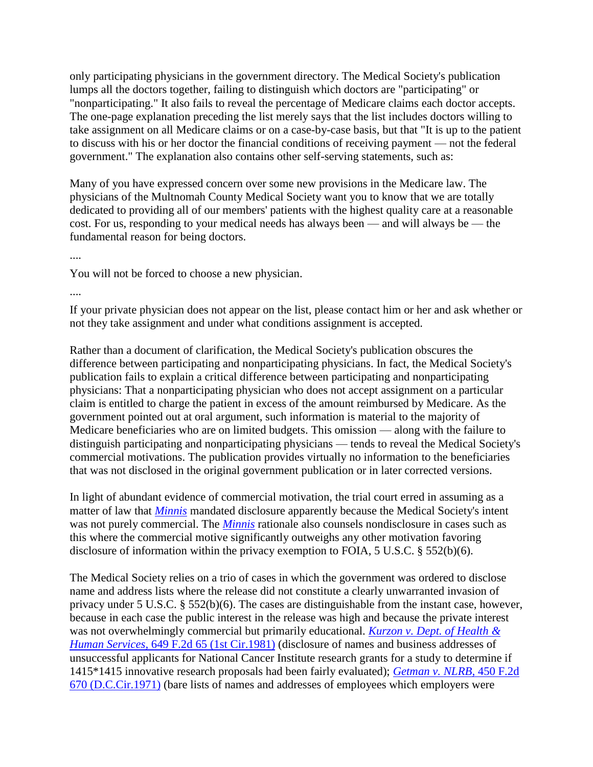only participating physicians in the government directory. The Medical Society's publication lumps all the doctors together, failing to distinguish which doctors are "participating" or "nonparticipating." It also fails to reveal the percentage of Medicare claims each doctor accepts. The one-page explanation preceding the list merely says that the list includes doctors willing to take assignment on all Medicare claims or on a case-by-case basis, but that "It is up to the patient to discuss with his or her doctor the financial conditions of receiving payment — not the federal government." The explanation also contains other self-serving statements, such as:

> Many of you have expressed concern over some new provisions in the Medicare law. The physicians of the Multnomah County Medical Society want you to know that we are totally dedicated to providing all of our members' patients with the highest quality care at a reasonable cost. For us, responding to your medical needs has always been — and will always be — the fundamental reason for being doctors.
>
> ....
>
> You will not be forced to choose a new physician.
>
> ....
>
> If your private physician does not appear on the list, please contact him or her and ask whether or not they take assignment and under what conditions assignment is accepted.

Rather than a document of clarification, the Medical Society's publication obscures the difference between participating and nonparticipating physicians. In fact, the Medical Society's publication fails to explain a critical difference between participating and nonparticipating physicians: That a nonparticipating physician who does not accept assignment on a particular claim is entitled to charge the patient in excess of the amount reimbursed by Medicare. As the government pointed out at oral argument, such information is material to the majority of Medicare beneficiaries who are on limited budgets. This omission — along with the failure to distinguish participating and nonparticipating physicians — tends to reveal the Medical Society's commercial motivations. The publication provides virtually no information to the beneficiaries that was not disclosed in the original government publication or in later corrected versions.

In light of abundant evidence of commercial motivation, the trial court erred in assuming as a matter of law that *Minnis* mandated disclosure apparently because the Medical Society's intent was not purely commercial. The *Minnis* rationale also counsels nondisclosure in cases such as this where the commercial motive significantly outweighs any other motivation favoring disclosure of information within the privacy exemption to FOIA, 5 U.S.C. § 552(b)(6).

The Medical Society relies on a trio of cases in which the government was ordered to disclose name and address lists where the release did not constitute a clearly unwarranted invasion of privacy under 5 U.S.C. § 552(b)(6). The cases are distinguishable from the instant case, however, because in each case the public interest in the release was high and because the private interest was not overwhelmingly commercial but primarily educational. *Kurzon v. Dept. of Health & Human Services,* 649 F.2d 65 (1st Cir.1981) (disclosure of names and business addresses of unsuccessful applicants for National Cancer Institute research grants for a study to determine if 1415*1415 innovative research proposals had been fairly evaluated); *Getman v. NLRB,* 450 F.2d 670 (D.C.Cir.1971) (bare lists of names and addresses of employees which employers were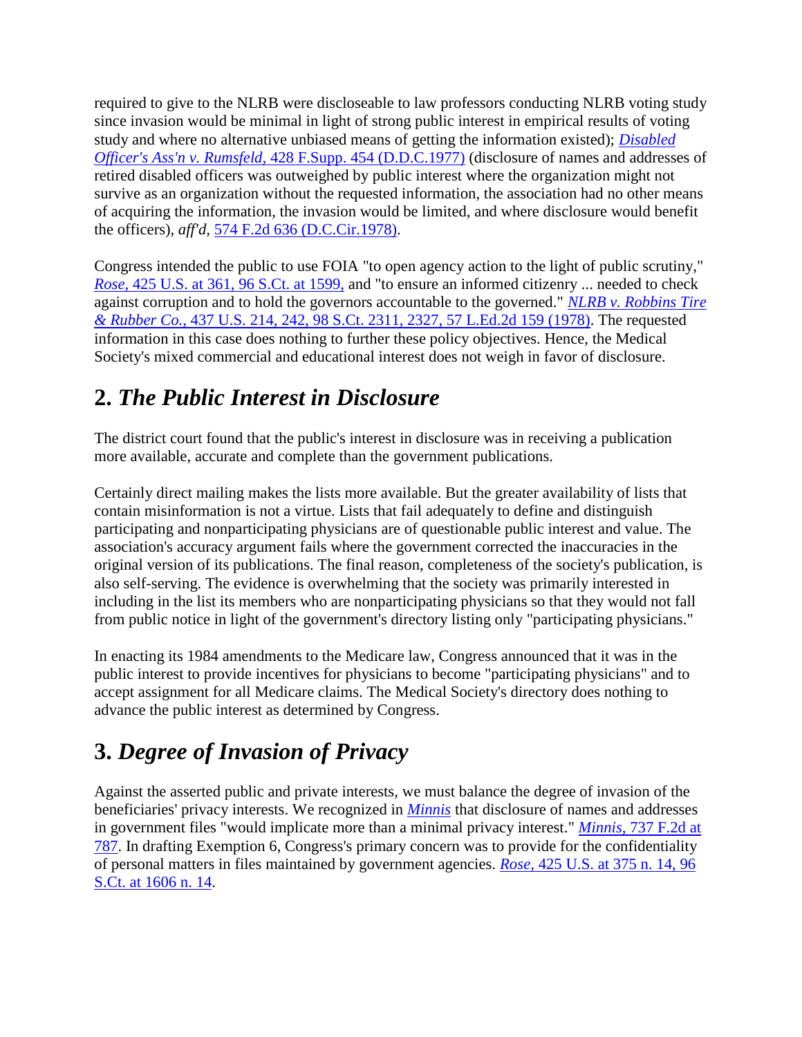required to give to the NLRB were discloseable to law professors conducting NLRB voting study since invasion would be minimal in light of strong public interest in empirical results of voting study and where no alternative unbiased means of getting the information existed); *Disabled Officer's Ass'n v. Rumsfeld*, 428 F.Supp. 454 (D.D.C.1977) (disclosure of names and addresses of retired disabled officers was outweighed by public interest where the organization might not survive as an organization without the requested information, the association had no other means of acquiring the information, the invasion would be limited, and where disclosure would benefit the officers), *aff'd*, 574 F.2d 636 (D.C.Cir.1978).

Congress intended the public to use FOIA "to open agency action to the light of public scrutiny," *Rose*, 425 U.S. at 361, 96 S.Ct. at 1599, and "to ensure an informed citizenry ... needed to check against corruption and to hold the governors accountable to the governed." *NLRB v. Robbins Tire & Rubber Co.*, 437 U.S. 214, 242, 98 S.Ct. 2311, 2327, 57 L.Ed.2d 159 (1978). The requested information in this case does nothing to further these policy objectives. Hence, the Medical Society's mixed commercial and educational interest does not weigh in favor of disclosure.

## 2. *The Public Interest in Disclosure*

The district court found that the public's interest in disclosure was in receiving a publication more available, accurate and complete than the government publications.

Certainly direct mailing makes the lists more available. But the greater availability of lists that contain misinformation is not a virtue. Lists that fail adequately to define and distinguish participating and nonparticipating physicians are of questionable public interest and value. The association's accuracy argument fails where the government corrected the inaccuracies in the original version of its publications. The final reason, completeness of the society's publication, is also self-serving. The evidence is overwhelming that the society was primarily interested in including in the list its members who are nonparticipating physicians so that they would not fall from public notice in light of the government's directory listing only "participating physicians."

In enacting its 1984 amendments to the Medicare law, Congress announced that it was in the public interest to provide incentives for physicians to become "participating physicians" and to accept assignment for all Medicare claims. The Medical Society's directory does nothing to advance the public interest as determined by Congress.

## 3. *Degree of Invasion of Privacy*

Against the asserted public and private interests, we must balance the degree of invasion of the beneficiaries' privacy interests. We recognized in *Minnis* that disclosure of names and addresses in government files "would implicate more than a minimal privacy interest." *Minnis*, 737 F.2d at 787. In drafting Exemption 6, Congress's primary concern was to provide for the confidentiality of personal matters in files maintained by government agencies. *Rose*, 425 U.S. at 375 n. 14, 96 S.Ct. at 1606 n. 14.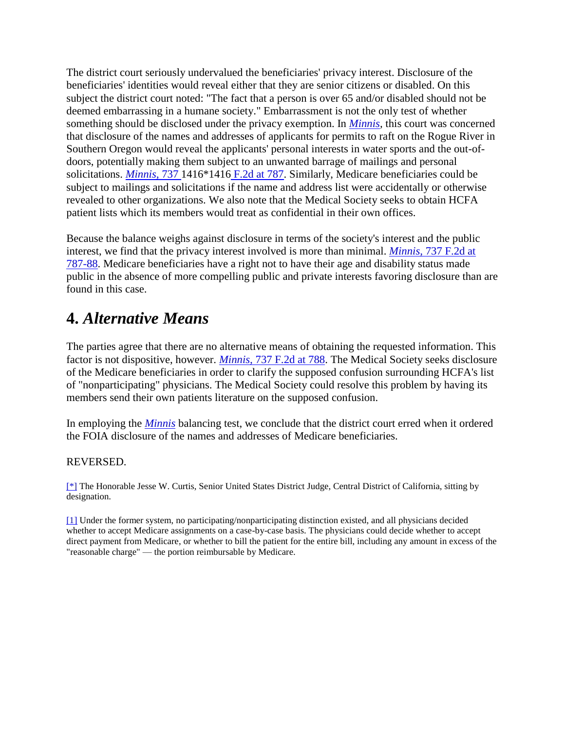The district court seriously undervalued the beneficiaries' privacy interest. Disclosure of the beneficiaries' identities would reveal either that they are senior citizens or disabled. On this subject the district court noted: "The fact that a person is over 65 and/or disabled should not be deemed embarrassing in a humane society." Embarrassment is not the only test of whether something should be disclosed under the privacy exemption. In *Minnis*, this court was concerned that disclosure of the names and addresses of applicants for permits to raft on the Rogue River in Southern Oregon would reveal the applicants' personal interests in water sports and the out-of-doors, potentially making them subject to an unwanted barrage of mailings and personal solicitations. *Minnis,* 737 1416*1416 F.2d at 787. Similarly, Medicare beneficiaries could be subject to mailings and solicitations if the name and address list were accidentally or otherwise revealed to other organizations. We also note that the Medical Society seeks to obtain HCFA patient lists which its members would treat as confidential in their own offices.

Because the balance weighs against disclosure in terms of the society's interest and the public interest, we find that the privacy interest involved is more than minimal. *Minnis,* 737 F.2d at 787-88. Medicare beneficiaries have a right not to have their age and disability status made public in the absence of more compelling public and private interests favoring disclosure than are found in this case.

## 4. *Alternative Means*

The parties agree that there are no alternative means of obtaining the requested information. This factor is not dispositive, however. *Minnis,* 737 F.2d at 788. The Medical Society seeks disclosure of the Medicare beneficiaries in order to clarify the supposed confusion surrounding HCFA's list of "nonparticipating" physicians. The Medical Society could resolve this problem by having its members send their own patients literature on the supposed confusion.

In employing the *Minnis* balancing test, we conclude that the district court erred when it ordered the FOIA disclosure of the names and addresses of Medicare beneficiaries.

REVERSED.

[*] The Honorable Jesse W. Curtis, Senior United States District Judge, Central District of California, sitting by designation.

[1] Under the former system, no participating/nonparticipating distinction existed, and all physicians decided whether to accept Medicare assignments on a case-by-case basis. The physicians could decide whether to accept direct payment from Medicare, or whether to bill the patient for the entire bill, including any amount in excess of the "reasonable charge" — the portion reimbursable by Medicare.